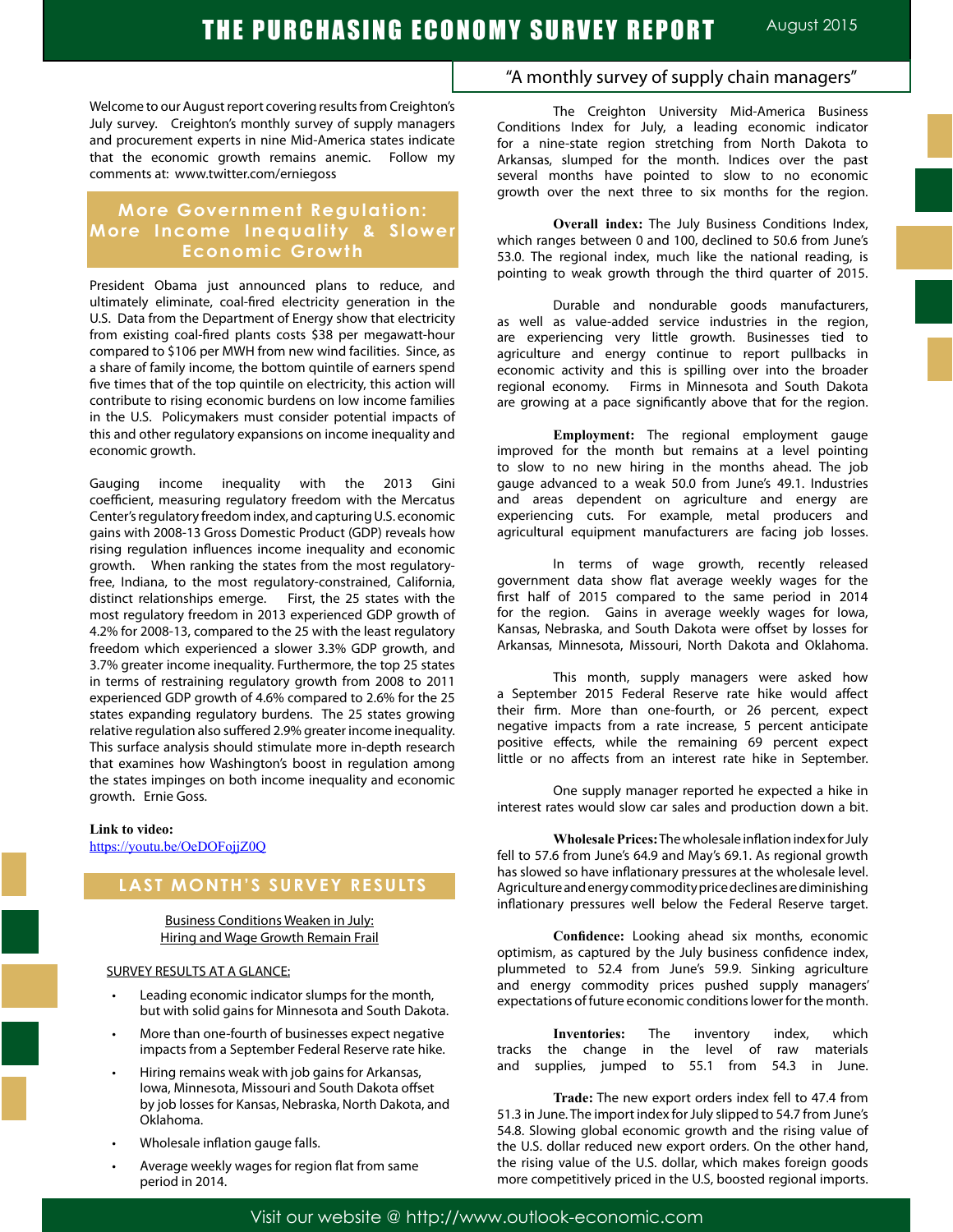# THE PURCHASING ECONOMY SURVEY REPORT

August 2015

"A monthly survey of supply chain managers"

Welcome to our August report covering results from Creighton's July survey. Creighton's monthly survey of supply managers and procurement experts in nine Mid-America states indicate that the economic growth remains anemic. Follow my comments at: www.twitter.com/erniegoss

## More Government Regulation: More Income Inequality & Slower Economic Growth

President Obama just announced plans to reduce, and ultimately eliminate, coal-fired electricity generation in the U.S. Data from the Department of Energy show that electricity from existing coal-fired plants costs $38 per megawatt-hour compared to $106 per MWH from new wind facilities. Since, as a share of family income, the bottom quintile of earners spend five times that of the top quintile on electricity, this action will contribute to rising economic burdens on low income families in the U.S. Policymakers must consider potential impacts of this and other regulatory expansions on income inequality and economic growth.

Gauging income inequality with the 2013 Gini coefficient, measuring regulatory freedom with the Mercatus Center's regulatory freedom index, and capturing U.S. economic gains with 2008-13 Gross Domestic Product (GDP) reveals how rising regulation influences income inequality and economic growth. When ranking the states from the most regulatory-free, Indiana, to the most regulatory-constrained, California, distinct relationships emerge. First, the 25 states with the most regulatory freedom in 2013 experienced GDP growth of 4.2% for 2008-13, compared to the 25 with the least regulatory freedom which experienced a slower 3.3% GDP growth, and 3.7% greater income inequality. Furthermore, the top 25 states in terms of restraining regulatory growth from 2008 to 2011 experienced GDP growth of 4.6% compared to 2.6% for the 25 states expanding regulatory burdens. The 25 states growing relative regulation also suffered 2.9% greater income inequality. This surface analysis should stimulate more in-depth research that examines how Washington's boost in regulation among the states impinges on both income inequality and economic growth. Ernie Goss.

**Link to video:**
https://youtu.be/OeDOFojjZ0Q

## LAST MONTH'S SURVEY RESULTS

Business Conditions Weaken in July:
Hiring and Wage Growth Remain Frail

SURVEY RESULTS AT A GLANCE:

- Leading economic indicator slumps for the month, but with solid gains for Minnesota and South Dakota.
- More than one-fourth of businesses expect negative impacts from a September Federal Reserve rate hike.
- Hiring remains weak with job gains for Arkansas, Iowa, Minnesota, Missouri and South Dakota offset by job losses for Kansas, Nebraska, North Dakota, and Oklahoma.
- Wholesale inflation gauge falls.
- Average weekly wages for region flat from same period in 2014.

The Creighton University Mid-America Business Conditions Index for July, a leading economic indicator for a nine-state region stretching from North Dakota to Arkansas, slumped for the month. Indices over the past several months have pointed to slow to no economic growth over the next three to six months for the region.

**Overall index:** The July Business Conditions Index, which ranges between 0 and 100, declined to 50.6 from June's 53.0. The regional index, much like the national reading, is pointing to weak growth through the third quarter of 2015.

Durable and nondurable goods manufacturers, as well as value-added service industries in the region, are experiencing very little growth. Businesses tied to agriculture and energy continue to report pullbacks in economic activity and this is spilling over into the broader regional economy. Firms in Minnesota and South Dakota are growing at a pace significantly above that for the region.

**Employment:** The regional employment gauge improved for the month but remains at a level pointing to slow to no new hiring in the months ahead. The job gauge advanced to a weak 50.0 from June's 49.1. Industries and areas dependent on agriculture and energy are experiencing cuts. For example, metal producers and agricultural equipment manufacturers are facing job losses.

In terms of wage growth, recently released government data show flat average weekly wages for the first half of 2015 compared to the same period in 2014 for the region. Gains in average weekly wages for Iowa, Kansas, Nebraska, and South Dakota were offset by losses for Arkansas, Minnesota, Missouri, North Dakota and Oklahoma.

This month, supply managers were asked how a September 2015 Federal Reserve rate hike would affect their firm. More than one-fourth, or 26 percent, expect negative impacts from a rate increase, 5 percent anticipate positive effects, while the remaining 69 percent expect little or no affects from an interest rate hike in September.

One supply manager reported he expected a hike in interest rates would slow car sales and production down a bit.

**Wholesale Prices:** The wholesale inflation index for July fell to 57.6 from June's 64.9 and May's 69.1. As regional growth has slowed so have inflationary pressures at the wholesale level. Agriculture and energy commodity price declines are diminishing inflationary pressures well below the Federal Reserve target.

**Confidence:** Looking ahead six months, economic optimism, as captured by the July business confidence index, plummeted to 52.4 from June's 59.9. Sinking agriculture and energy commodity prices pushed supply managers' expectations of future economic conditions lower for the month.

**Inventories:** The inventory index, which tracks the change in the level of raw materials and supplies, jumped to 55.1 from 54.3 in June.

**Trade:** The new export orders index fell to 47.4 from 51.3 in June. The import index for July slipped to 54.7 from June's 54.8. Slowing global economic growth and the rising value of the U.S. dollar reduced new export orders. On the other hand, the rising value of the U.S. dollar, which makes foreign goods more competitively priced in the U.S, boosted regional imports.

Visit our website @ http://www.outlook-economic.com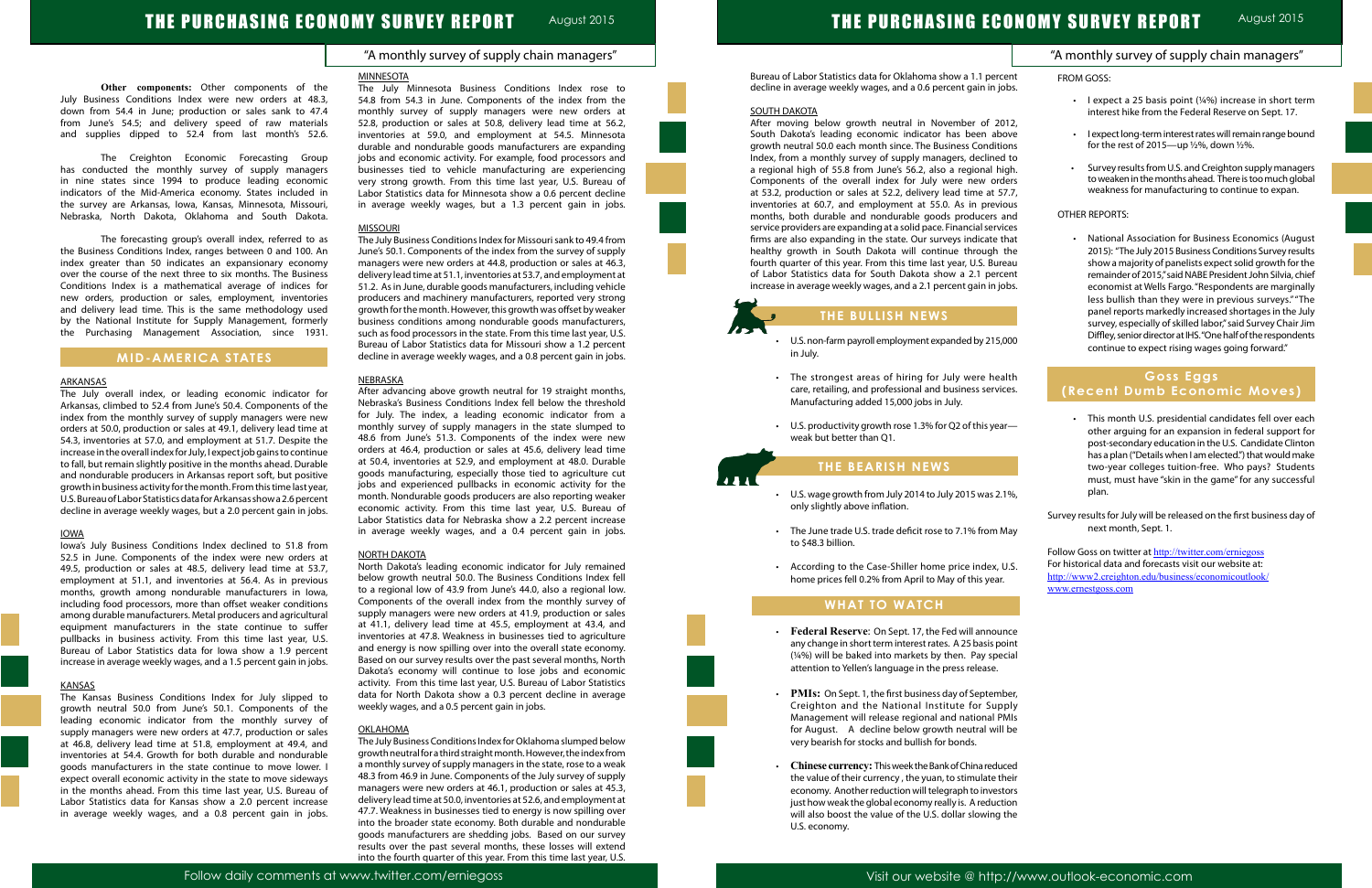**Other components:** Other components of the July Business Conditions Index were new orders at 48.3, down from 54.4 in June; production or sales sank to 47.4 from June's 54.5; and delivery speed of raw materials and supplies dipped to 52.4 from last month's 52.6.

The Creighton Economic Forecasting Group has conducted the monthly survey of supply managers in nine states since 1994 to produce leading economic indicators of the Mid-America economy. States included in the survey are Arkansas, Iowa, Kansas, Minnesota, Missouri, Nebraska, North Dakota, Oklahoma and South Dakota.

The forecasting group's overall index, referred to as the Business Conditions Index, ranges between 0 and 100. An index greater than 50 indicates an expansionary economy over the course of the next three to six months. The Business Conditions Index is a mathematical average of indices for new orders, production or sales, employment, inventories and delivery lead time. This is the same methodology used by the National Institute for Supply Management, formerly the Purchasing Management Association, since 1931.

## MID-AMERICA STATES

### ARKANSAS

The July overall index, or leading economic indicator for Arkansas, climbed to 52.4 from June's 50.4. Components of the index from the monthly survey of supply managers were new orders at 50.0, production or sales at 49.1, delivery lead time at 54.3, inventories at 57.0, and employment at 51.7. Despite the increase in the overall index for July, I expect job gains to continue to fall, but remain slightly positive in the months ahead. Durable and nondurable producers in Arkansas report soft, but positive growth in business activity for the month. From this time last year, U.S. Bureau of Labor Statistics data for Arkansas show a 2.6 percent decline in average weekly wages, but a 2.0 percent gain in jobs.

### IOWA

Iowa's July Business Conditions Index declined to 51.8 from 52.5 in June. Components of the index were new orders at 49.5, production or sales at 48.5, delivery lead time at 53.7, employment at 51.1, and inventories at 56.4. As in previous months, growth among nondurable manufacturers in Iowa, including food processors, more than offset weaker conditions among durable manufacturers. Metal producers and agricultural equipment manufacturers in the state continue to suffer pullbacks in business activity. From this time last year, U.S. Bureau of Labor Statistics data for Iowa show a 1.9 percent increase in average weekly wages, and a 1.5 percent gain in jobs.

### KANSAS

The Kansas Business Conditions Index for July slipped to growth neutral 50.0 from June's 50.1. Components of the leading economic indicator from the monthly survey of supply managers were new orders at 47.7, production or sales at 46.8, delivery lead time at 51.8, employment at 49.4, and inventories at 54.4. Growth for both durable and nondurable goods manufacturers in the state continue to move lower. I expect economic activity in the state to move sideways in the months ahead. From this time last year, U.S. Bureau of Labor Statistics data for Kansas show a 2.0 percent increase in average weekly wages, and a 0.8 percent gain in jobs.

### MINNESOTA

The July Minnesota Business Conditions Index rose to 54.8 from 54.3 in June. Components of the index from the monthly survey of supply managers were new orders at 52.8, production or sales at 50.8, delivery lead time at 56.2, inventories at 59.0, and employment at 54.5. Minnesota durable and nondurable goods manufacturers are expanding jobs and economic activity. For example, food processors and businesses tied to vehicle manufacturing are experiencing very strong growth. From this time last year, U.S. Bureau of Labor Statistics data for Minnesota show a 0.6 percent decline in average weekly wages, but a 1.3 percent gain in jobs.

### MISSOURI

The July Business Conditions Index for Missouri sank to 49.4 from June's 50.1. Components of the index from the survey of supply managers were new orders at 44.8, production or sales at 46.3, delivery lead time at 51.1, inventories at 53.7, and employment at 51.2. As in June, durable goods manufacturers, including vehicle producers and machinery manufacturers, reported very strong growth for the month. However, this growth was offset by weaker business conditions among nondurable goods manufacturers, such as food processors in the state. From this time last year, U.S. Bureau of Labor Statistics data for Missouri show a 1.2 percent decline in average weekly wages, and a 0.8 percent gain in jobs.

### NEBRASKA

After advancing above growth neutral for 19 straight months, Nebraska's Business Conditions Index fell below the threshold for July. The index, a leading economic indicator from a monthly survey of supply managers in the state slumped to 48.6 from June's 51.3. Components of the index were new orders at 46.4, production or sales at 45.6, delivery lead time at 50.4, inventories at 52.9, and employment at 48.0. Durable goods manufacturing, especially those tied to agriculture cut jobs and experienced pullbacks in economic activity for the month. Nondurable goods producers are also reporting weaker economic activity. From this time last year, U.S. Bureau of Labor Statistics data for Nebraska show a 2.2 percent increase in average weekly wages, and a 0.4 percent gain in jobs.

### NORTH DAKOTA

North Dakota's leading economic indicator for July remained below growth neutral 50.0. The Business Conditions Index fell to a regional low of 43.9 from June's 44.0, also a regional low. Components of the overall index from the monthly survey of supply managers were new orders at 41.9, production or sales at 41.1, delivery lead time at 45.5, employment at 43.4, and inventories at 47.8. Weakness in businesses tied to agriculture and energy is now spilling over into the overall state economy. Based on our survey results over the past several months, North Dakota's economy will continue to lose jobs and economic activity. From this time last year, U.S. Bureau of Labor Statistics data for North Dakota show a 0.3 percent decline in average weekly wages, and a 0.5 percent gain in jobs.

### OKLAHOMA

The July Business Conditions Index for Oklahoma slumped below growth neutral for a third straight month. However, the index from a monthly survey of supply managers in the state, rose to a weak 48.3 from 46.9 in June. Components of the July survey of supply managers were new orders at 46.1, production or sales at 45.3, delivery lead time at 50.0, inventories at 52.6, and employment at 47.7. Weakness in businesses tied to energy is now spilling over into the broader state economy. Both durable and nondurable goods manufacturers are shedding jobs. Based on our survey results over the past several months, these losses will extend into the fourth quarter of this year. From this time last year, U.S. Bureau of Labor Statistics data for Oklahoma show a 1.1 percent decline in average weekly wages, and a 0.6 percent gain in jobs.

### SOUTH DAKOTA

After moving below growth neutral in November of 2012, South Dakota's leading economic indicator has been above growth neutral 50.0 each month since. The Business Conditions Index, from a monthly survey of supply managers, declined to a regional high of 55.8 from June's 56.2, also a regional high. Components of the overall index for July were new orders at 53.2, production or sales at 52.2, delivery lead time at 57.7, inventories at 60.7, and employment at 55.0. In previous months, both durable and nondurable goods producers and service providers are expanding at a solid pace. Financial services firms are also expanding in the state. Our surveys indicate that healthy growth in South Dakota will continue through the fourth quarter of this year. From this time last year, U.S. Bureau of Labor Statistics data for South Dakota show a 2.1 percent increase in average weekly wages, and a 2.1 percent gain in jobs.

## THE BULLISH NEWS

- U.S. non-farm payroll employment expanded by 215,000 in July.
- The strongest areas of hiring for July were health care, retailing, and professional and business services. Manufacturing added 15,000 jobs in July.
- U.S. productivity growth rose 1.3% for Q2 of this year—weak but better than Q1.

## THE BEARISH NEWS

- U.S. wage growth from July 2014 to July 2015 was 2.1%, only slightly above inflation.
- The June trade U.S. trade deficit rose to 7.1% from May to $48.3 billion.
- According to the Case-Shiller home price index, U.S. home prices fell 0.2% from April to May of this year.

## WHAT TO WATCH

- **Federal Reserve**: On Sept. 17, the Fed will announce any change in short term interest rates. A 25 basis point (¼%) will be baked into markets by then. Pay special attention to Yellen's language in the press release.
- **PMIs:** On Sept. 1, the first business day of September, Creighton and the National Institute for Supply Management will release regional and national PMIs for August. A decline below growth neutral will be very bearish for stocks and bullish for bonds.
- **Chinese currency:** This week the Bank of China reduced the value of their currency, the yuan, to stimulate their economy. Another reduction will telegraph to investors just how weak the global economy really is. A reduction will also boost the value of the U.S. dollar slowing the U.S. economy.

FROM GOSS:

- I expect a 25 basis point (¼%) increase in short term interest rate hike from the Federal Reserve on Sept. 17.
- I expect long-term interest rates will remain range bound for the rest of 2015—up ½%, down ½%.
- Survey results from U.S. and Creighton supply managers to weaken in the months ahead. There is too much global weakness for manufacturing to continue to expan.

OTHER REPORTS:

- National Association for Business Economics (August 2015): "The July 2015 Business Conditions Survey results show a majority of panelists expect solid growth for the remainder of 2015," said NABE President John Silvia, chief economist at Wells Fargo. "Respondents are marginally less bullish than they were in previous surveys." "The panel reports markedly increased shortages in the July survey, especially of skilled labor," said Survey Chair Jim Diffley, senior director at IHS. "One half of the respondents continue to expect rising wages going forward."

## Goss Eggs (Recent Dumb Economic Moves)

- This month U.S. presidential candidates fell over each other arguing for an expansion in federal support for post-secondary education in the U.S. Candidate Clinton has a plan ("Details when I am elected.") that would make two-year colleges tuition-free. Who pays? Students must, must have "skin in the game" for any successful plan.

Survey results for July will be released on the first business day of next month, Sept. 1.

Follow Goss on twitter at http://twitter.com/erniegoss
For historical data and forecasts visit our website at:
http://www2.creighton.edu/business/economicoutlook/
www.ernestgoss.com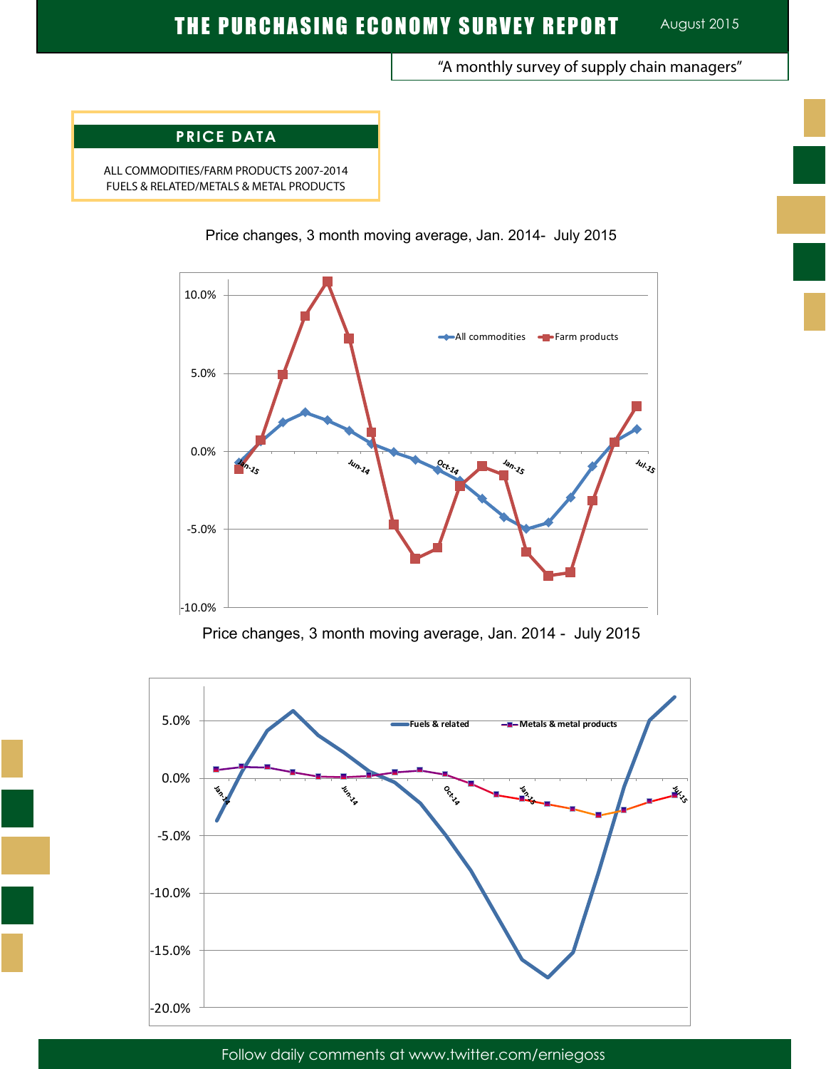## PRICE DATA

ALL COMMODITIES/FARM PRODUCTS 2007-2014
FUELS & RELATED/METALS & METAL PRODUCTS

Price changes, 3 month moving average, Jan. 2014- July 2015

10.0%
5.0%
0.0%
-5.0%
-10.0%

All commodities
Farm products

Jan-15
Jun-14
Oct-14
Jan-15
Jul-15

Price changes, 3 month moving average, Jan. 2014 - July 2015

5.0%
0.0%
-5.0%
-10.0%
-15.0%
-20.0%

Fuels & related
Metals & metal products

Jan-14
Jun-14
Oct-14
Jan-15
Jul-15

Follow daily comments at www.twitter.com/erniegoss